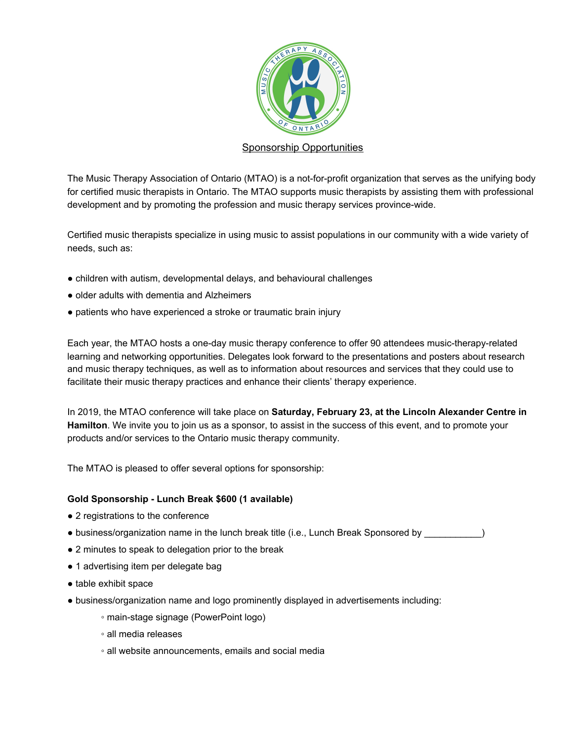## Sponsorship Opportunities

The Music Therapy Association of Ontario (MTAO) is a not-for-profit organization that serves as the unifying body for certified music therapists in Ontario. The MTAO supports music therapists by assisting them with professional development and by promoting the profession and music therapy services province-wide.

Certified music therapists specialize in using music to assist populations in our community with a wide variety of needs, such as:

- children with autism, developmental delays, and behavioural challenges
- older adults with dementia and Alzheimers
- patients who have experienced a stroke or traumatic brain injury

Each year, the MTAO hosts a one-day music therapy conference to offer 90 attendees music-therapy-related learning and networking opportunities. Delegates look forward to the presentations and posters about research and music therapy techniques, as well as to information about resources and services that they could use to facilitate their music therapy practices and enhance their clients' therapy experience.

In 2019, the MTAO conference will take place on **Saturday, February 23, at the Lincoln Alexander Centre in Hamilton**. We invite you to join us as a sponsor, to assist in the success of this event, and to promote your products and/or services to the Ontario music therapy community.

The MTAO is pleased to offer several options for sponsorship:

**Gold Sponsorship - Lunch Break $600 (1 available)**

- 2 registrations to the conference
- business/organization name in the lunch break title (i.e., Lunch Break Sponsored by ___________)
- 2 minutes to speak to delegation prior to the break
- 1 advertising item per delegate bag
- table exhibit space
- business/organization name and logo prominently displayed in advertisements including:
  - main-stage signage (PowerPoint logo)
  - all media releases
  - all website announcements, emails and social media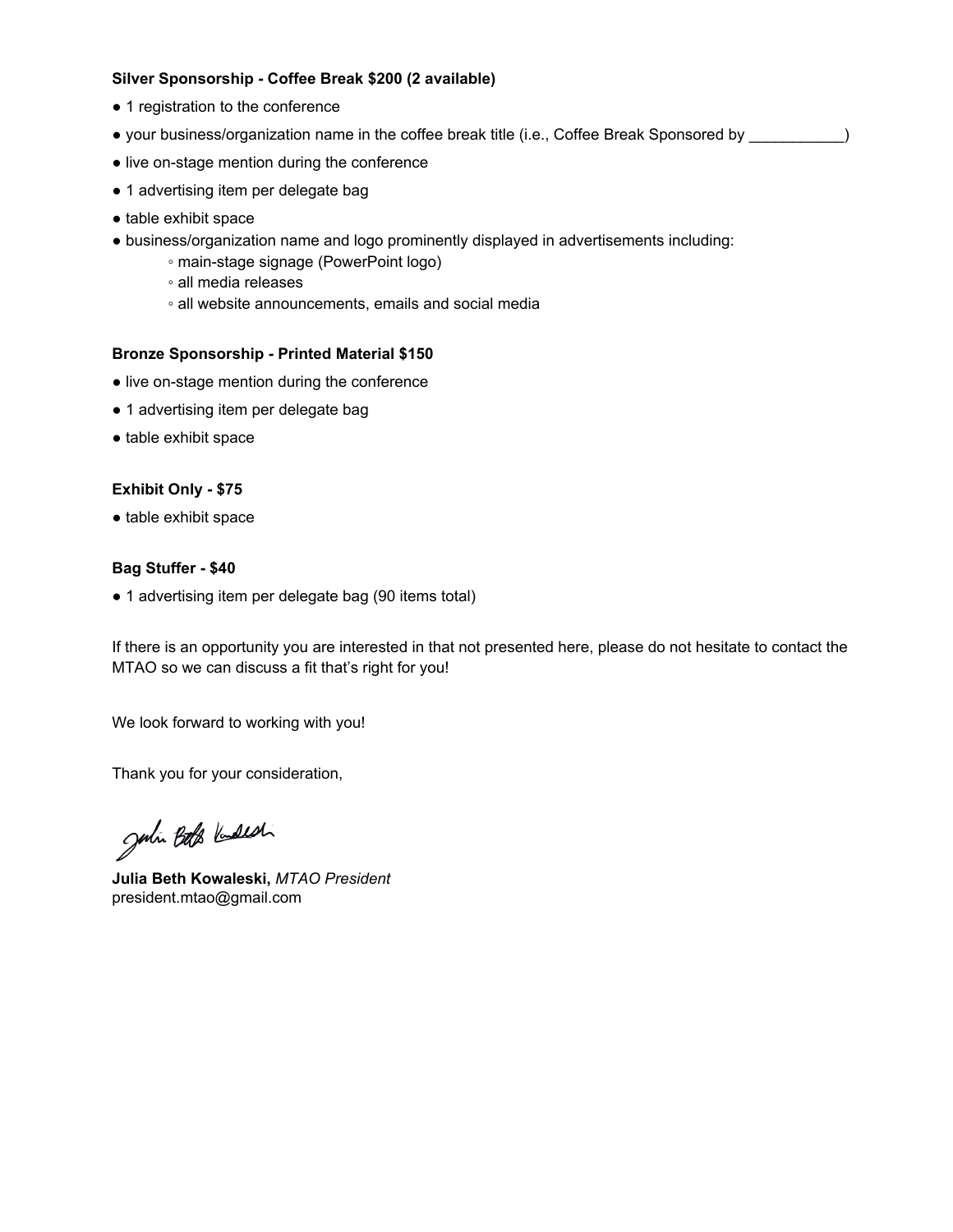**Silver Sponsorship - Coffee Break $200 (2 available)**

- 1 registration to the conference
- your business/organization name in the coffee break title (i.e., Coffee Break Sponsored by ___________)
- live on-stage mention during the conference
- 1 advertising item per delegate bag
- table exhibit space
- business/organization name and logo prominently displayed in advertisements including:
    - main-stage signage (PowerPoint logo)
    - all media releases
    - all website announcements, emails and social media

**Bronze Sponsorship - Printed Material $150**

- live on-stage mention during the conference
- 1 advertising item per delegate bag
- table exhibit space

**Exhibit Only - $75**

- table exhibit space

**Bag Stuffer - $40**

- 1 advertising item per delegate bag (90 items total)

If there is an opportunity you are interested in that not presented here, please do not hesitate to contact the MTAO so we can discuss a fit that's right for you!

We look forward to working with you!

Thank you for your consideration,

**Julia Beth Kowaleski,** *MTAO President*
president.mtao@gmail.com